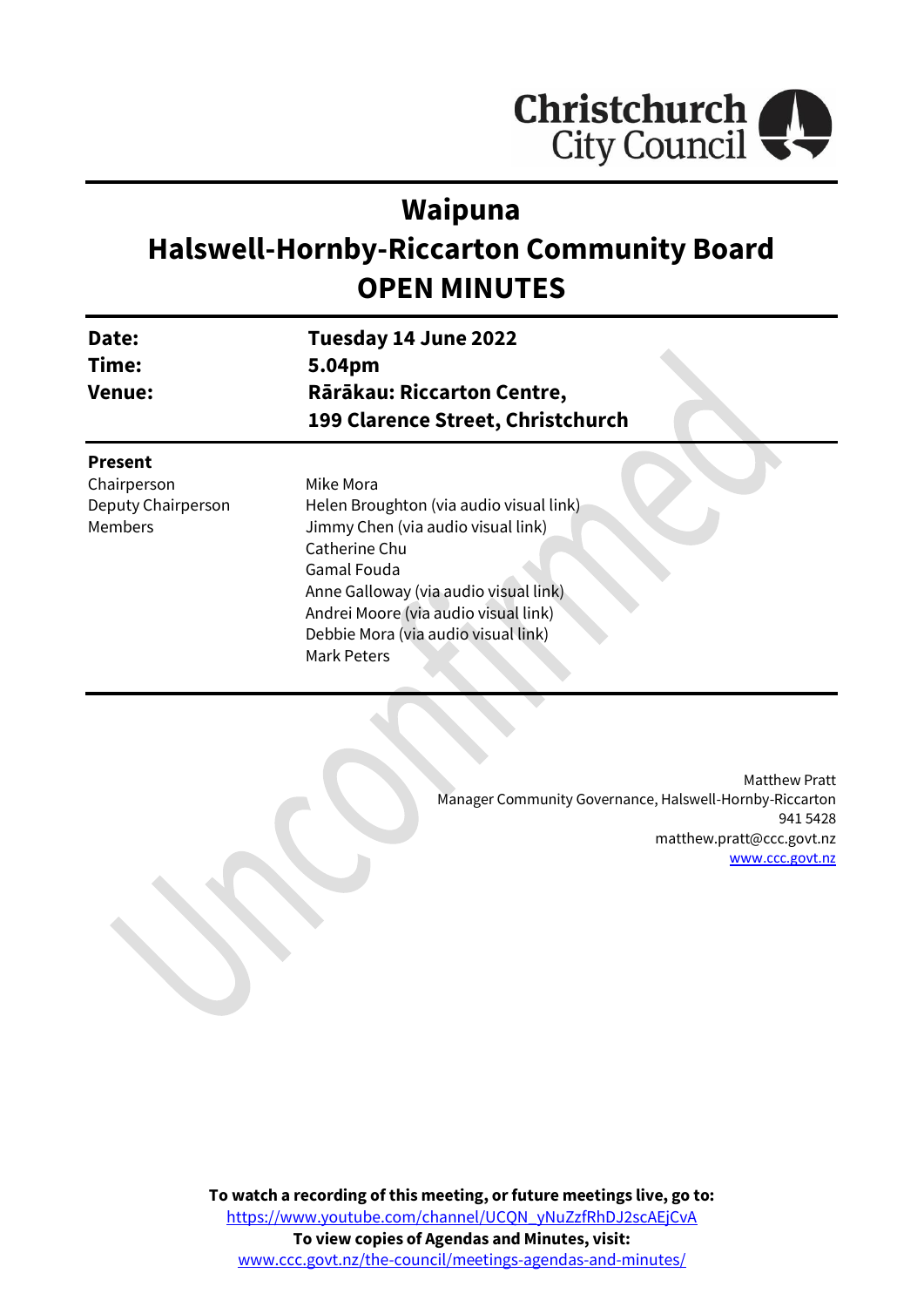Christchurch City Council

# Waipuna
# Halswell-Hornby-Riccarton Community Board
# OPEN MINUTES

| | |
|---|---|
| **Date:** | **Tuesday 14 June 2022** |
| **Time:** | **5.04pm** |
| **Venue:** | **Rārākau: Riccarton Centre, 199 Clarence Street, Christchurch** |

**Present**

| | |
|---|---|
| Chairperson | Mike Mora |
| Deputy Chairperson | Helen Broughton (via audio visual link) |
| Members | Jimmy Chen (via audio visual link) |
| | Catherine Chu |
| | Gamal Fouda |
| | Anne Galloway (via audio visual link) |
| | Andrei Moore (via audio visual link) |
| | Debbie Mora (via audio visual link) |
| | Mark Peters |

Matthew Pratt
Manager Community Governance, Halswell-Hornby-Riccarton
941 5428
matthew.pratt@ccc.govt.nz
www.ccc.govt.nz

**To watch a recording of this meeting, or future meetings live, go to:**
https://www.youtube.com/channel/UCQN_yNuZzfRhDJ2scAEjCvA
**To view copies of Agendas and Minutes, visit:**
www.ccc.govt.nz/the-council/meetings-agendas-and-minutes/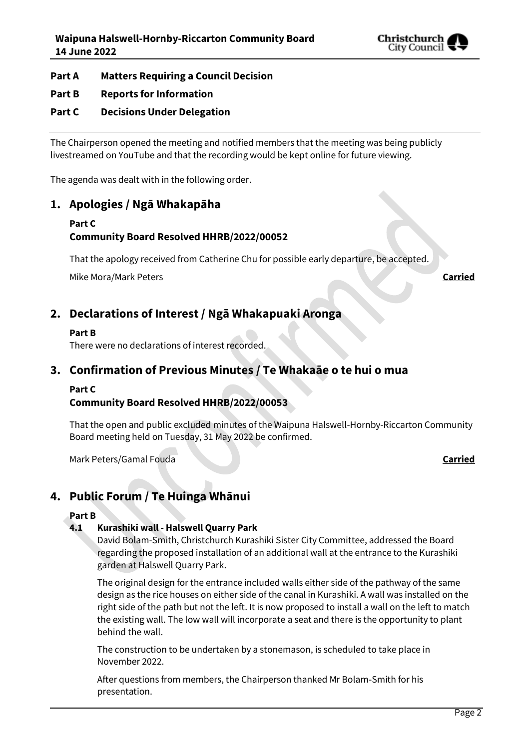**Part A Matters Requiring a Council Decision**

**Part B Reports for Information**

**Part C Decisions Under Delegation**

The Chairperson opened the meeting and notified members that the meeting was being publicly livestreamed on YouTube and that the recording would be kept online for future viewing.

The agenda was dealt with in the following order.

# 1. Apologies / Ngā Whakapāha

**Part C**

**Community Board Resolved HHRB/2022/00052**

That the apology received from Catherine Chu for possible early departure, be accepted.

Mike Mora/Mark Peters **Carried**

# 2. Declarations of Interest / Ngā Whakapuaki Aronga

**Part B**

There were no declarations of interest recorded.

# 3. Confirmation of Previous Minutes / Te Whakaāe o te hui o mua

**Part C**

**Community Board Resolved HHRB/2022/00053**

That the open and public excluded minutes of the Waipuna Halswell-Hornby-Riccarton Community Board meeting held on Tuesday, 31 May 2022 be confirmed.

Mark Peters/Gamal Fouda **Carried**

# 4. Public Forum / Te Huinga Whānui

**Part B**

### 4.1 Kurashiki wall - Halswell Quarry Park

David Bolam-Smith, Christchurch Kurashiki Sister City Committee, addressed the Board regarding the proposed installation of an additional wall at the entrance to the Kurashiki garden at Halswell Quarry Park.

The original design for the entrance included walls either side of the pathway of the same design as the rice houses on either side of the canal in Kurashiki. A wall was installed on the right side of the path but not the left. It is now proposed to install a wall on the left to match the existing wall. The low wall will incorporate a seat and there is the opportunity to plant behind the wall.

The construction to be undertaken by a stonemason, is scheduled to take place in November 2022.

After questions from members, the Chairperson thanked Mr Bolam-Smith for his presentation.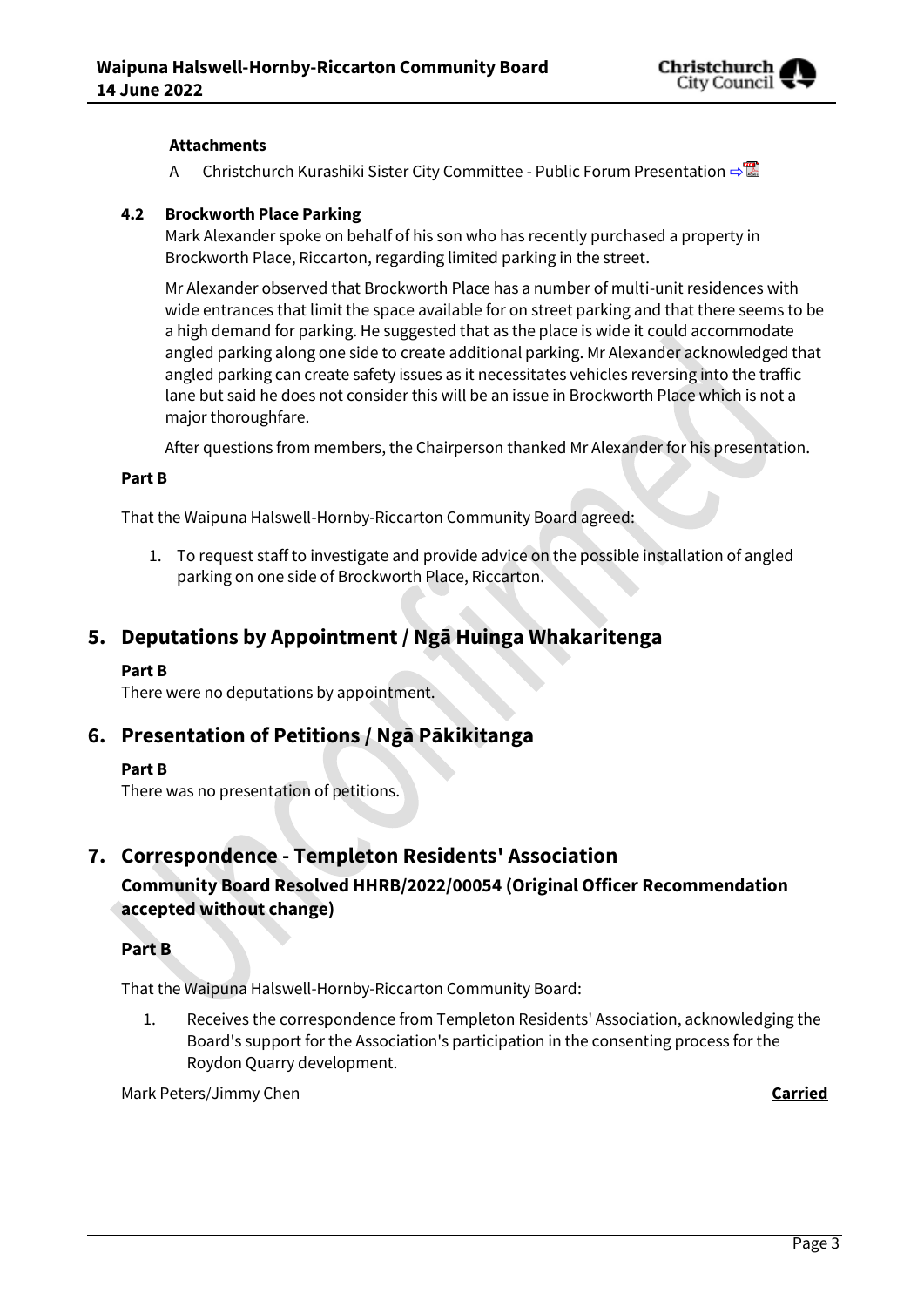**Attachments**

A Christchurch Kurashiki Sister City Committee - Public Forum Presentation

### 4.2 Brockworth Place Parking

Mark Alexander spoke on behalf of his son who has recently purchased a property in Brockworth Place, Riccarton, regarding limited parking in the street.

Mr Alexander observed that Brockworth Place has a number of multi-unit residences with wide entrances that limit the space available for on street parking and that there seems to be a high demand for parking. He suggested that as the place is wide it could accommodate angled parking along one side to create additional parking. Mr Alexander acknowledged that angled parking can create safety issues as it necessitates vehicles reversing into the traffic lane but said he does not consider this will be an issue in Brockworth Place which is not a major thoroughfare.

After questions from members, the Chairperson thanked Mr Alexander for his presentation.

**Part B**

That the Waipuna Halswell-Hornby-Riccarton Community Board agreed:

1. To request staff to investigate and provide advice on the possible installation of angled parking on one side of Brockworth Place, Riccarton.

## 5. Deputations by Appointment / Ngā Huinga Whakaritenga

**Part B**

There were no deputations by appointment.

## 6. Presentation of Petitions / Ngā Pākikitanga

**Part B**

There was no presentation of petitions.

## 7. Correspondence - Templeton Residents' Association

### Community Board Resolved HHRB/2022/00054 (Original Officer Recommendation accepted without change)

**Part B**

That the Waipuna Halswell-Hornby-Riccarton Community Board:

1. Receives the correspondence from Templeton Residents' Association, acknowledging the Board's support for the Association's participation in the consenting process for the Roydon Quarry development.

Mark Peters/Jimmy Chen **Carried**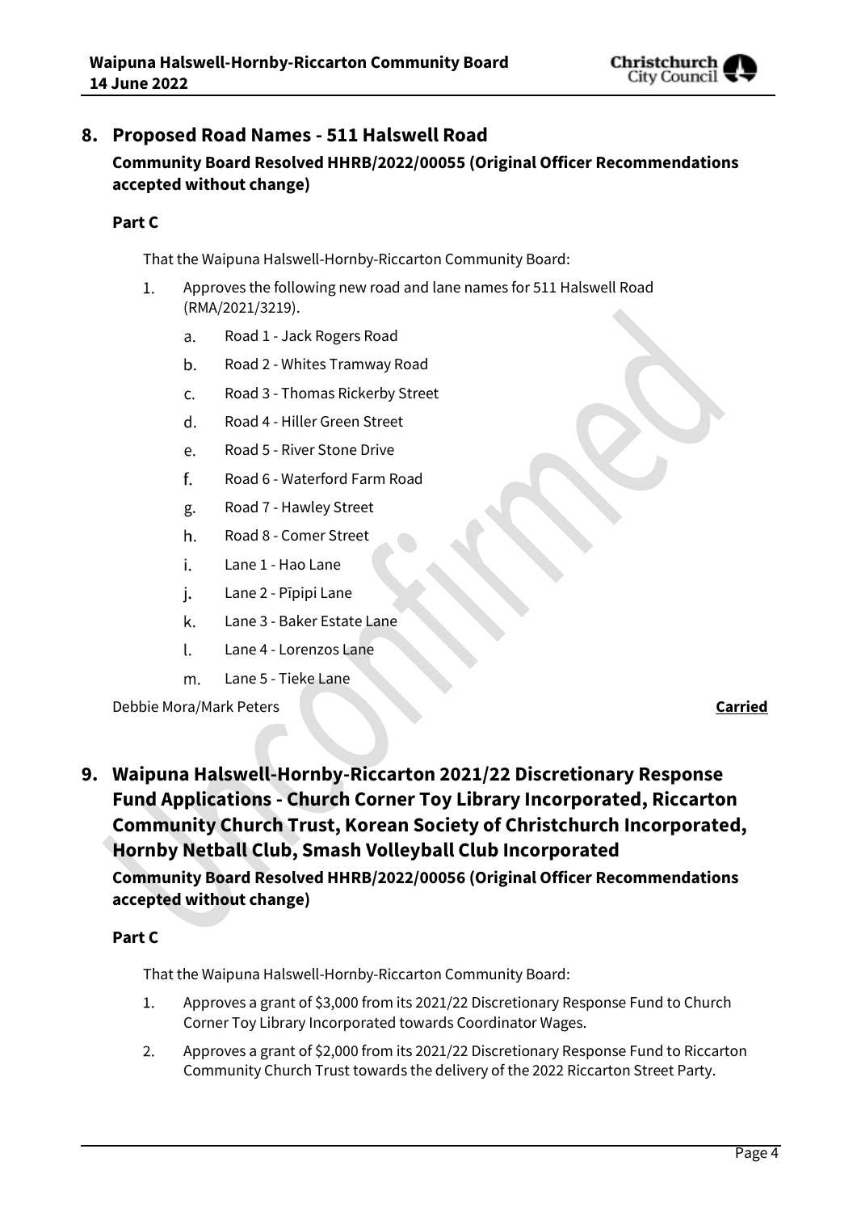## 8. Proposed Road Names - 511 Halswell Road

**Community Board Resolved HHRB/2022/00055 (Original Officer Recommendations accepted without change)**

**Part C**

That the Waipuna Halswell-Hornby-Riccarton Community Board:

1. Approves the following new road and lane names for 511 Halswell Road (RMA/2021/3219).
    a. Road 1 - Jack Rogers Road
    b. Road 2 - Whites Tramway Road
    c. Road 3 - Thomas Rickerby Street
    d. Road 4 - Hiller Green Street
    e. Road 5 - River Stone Drive
    f. Road 6 - Waterford Farm Road
    g. Road 7 - Hawley Street
    h. Road 8 - Comer Street
    i. Lane 1 - Hao Lane
    j. Lane 2 - Pīpipi Lane
    k. Lane 3 - Baker Estate Lane
    l. Lane 4 - Lorenzos Lane
    m. Lane 5 - Tieke Lane

Debbie Mora/Mark Peters **Carried**

## 9. Waipuna Halswell-Hornby-Riccarton 2021/22 Discretionary Response Fund Applications - Church Corner Toy Library Incorporated, Riccarton Community Church Trust, Korean Society of Christchurch Incorporated, Hornby Netball Club, Smash Volleyball Club Incorporated

**Community Board Resolved HHRB/2022/00056 (Original Officer Recommendations accepted without change)**

**Part C**

That the Waipuna Halswell-Hornby-Riccarton Community Board:

1. Approves a grant of $3,000 from its 2021/22 Discretionary Response Fund to Church Corner Toy Library Incorporated towards Coordinator Wages.
2. Approves a grant of $2,000 from its 2021/22 Discretionary Response Fund to Riccarton Community Church Trust towards the delivery of the 2022 Riccarton Street Party.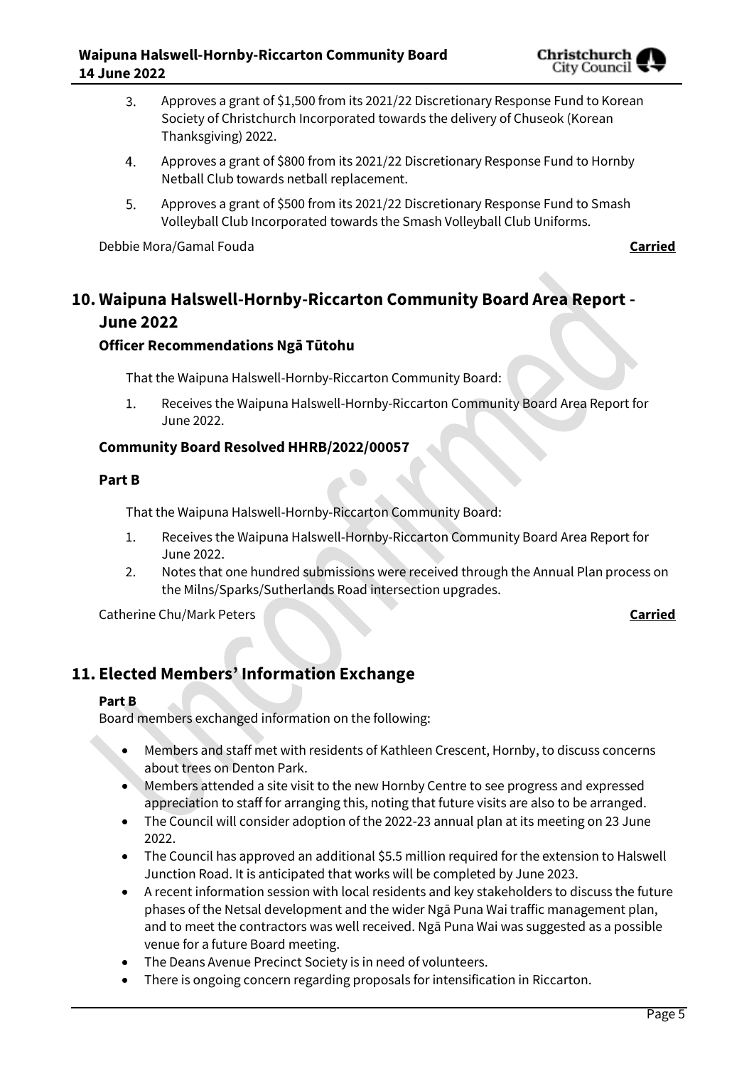3. Approves a grant of $1,500 from its 2021/22 Discretionary Response Fund to Korean Society of Christchurch Incorporated towards the delivery of Chuseok (Korean Thanksgiving) 2022.
4. Approves a grant of $800 from its 2021/22 Discretionary Response Fund to Hornby Netball Club towards netball replacement.
5. Approves a grant of $500 from its 2021/22 Discretionary Response Fund to Smash Volleyball Club Incorporated towards the Smash Volleyball Club Uniforms.

Debbie Mora/Gamal Fouda **Carried**

# 10. Waipuna Halswell-Hornby-Riccarton Community Board Area Report - June 2022

### Officer Recommendations Ngā Tūtohu

That the Waipuna Halswell-Hornby-Riccarton Community Board:

1. Receives the Waipuna Halswell-Hornby-Riccarton Community Board Area Report for June 2022.

### Community Board Resolved HHRB/2022/00057

### Part B

That the Waipuna Halswell-Hornby-Riccarton Community Board:

1. Receives the Waipuna Halswell-Hornby-Riccarton Community Board Area Report for June 2022.
2. Notes that one hundred submissions were received through the Annual Plan process on the Milns/Sparks/Sutherlands Road intersection upgrades.

Catherine Chu/Mark Peters **Carried**

# 11. Elected Members' Information Exchange

**Part B**

Board members exchanged information on the following:

- Members and staff met with residents of Kathleen Crescent, Hornby, to discuss concerns about trees on Denton Park.
- Members attended a site visit to the new Hornby Centre to see progress and expressed appreciation to staff for arranging this, noting that future visits are also to be arranged.
- The Council will consider adoption of the 2022-23 annual plan at its meeting on 23 June 2022.
- The Council has approved an additional $5.5 million required for the extension to Halswell Junction Road. It is anticipated that works will be completed by June 2023.
- A recent information session with local residents and key stakeholders to discuss the future phases of the Netsal development and the wider Ngā Puna Wai traffic management plan, and to meet the contractors was well received. Ngā Puna Wai was suggested as a possible venue for a future Board meeting.
- The Deans Avenue Precinct Society is in need of volunteers.
- There is ongoing concern regarding proposals for intensification in Riccarton.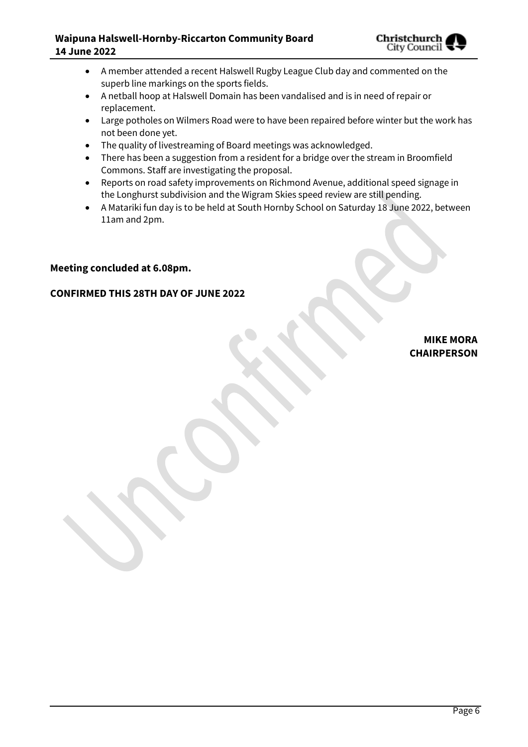- A member attended a recent Halswell Rugby League Club day and commented on the superb line markings on the sports fields.
- A netball hoop at Halswell Domain has been vandalised and is in need of repair or replacement.
- Large potholes on Wilmers Road were to have been repaired before winter but the work has not been done yet.
- The quality of livestreaming of Board meetings was acknowledged.
- There has been a suggestion from a resident for a bridge over the stream in Broomfield Commons. Staff are investigating the proposal.
- Reports on road safety improvements on Richmond Avenue, additional speed signage in the Longhurst subdivision and the Wigram Skies speed review are still pending.
- A Matariki fun day is to be held at South Hornby School on Saturday 18 June 2022, between 11am and 2pm.

**Meeting concluded at 6.08pm.**

**CONFIRMED THIS 28TH DAY OF JUNE 2022**

**MIKE MORA**
**CHAIRPERSON**